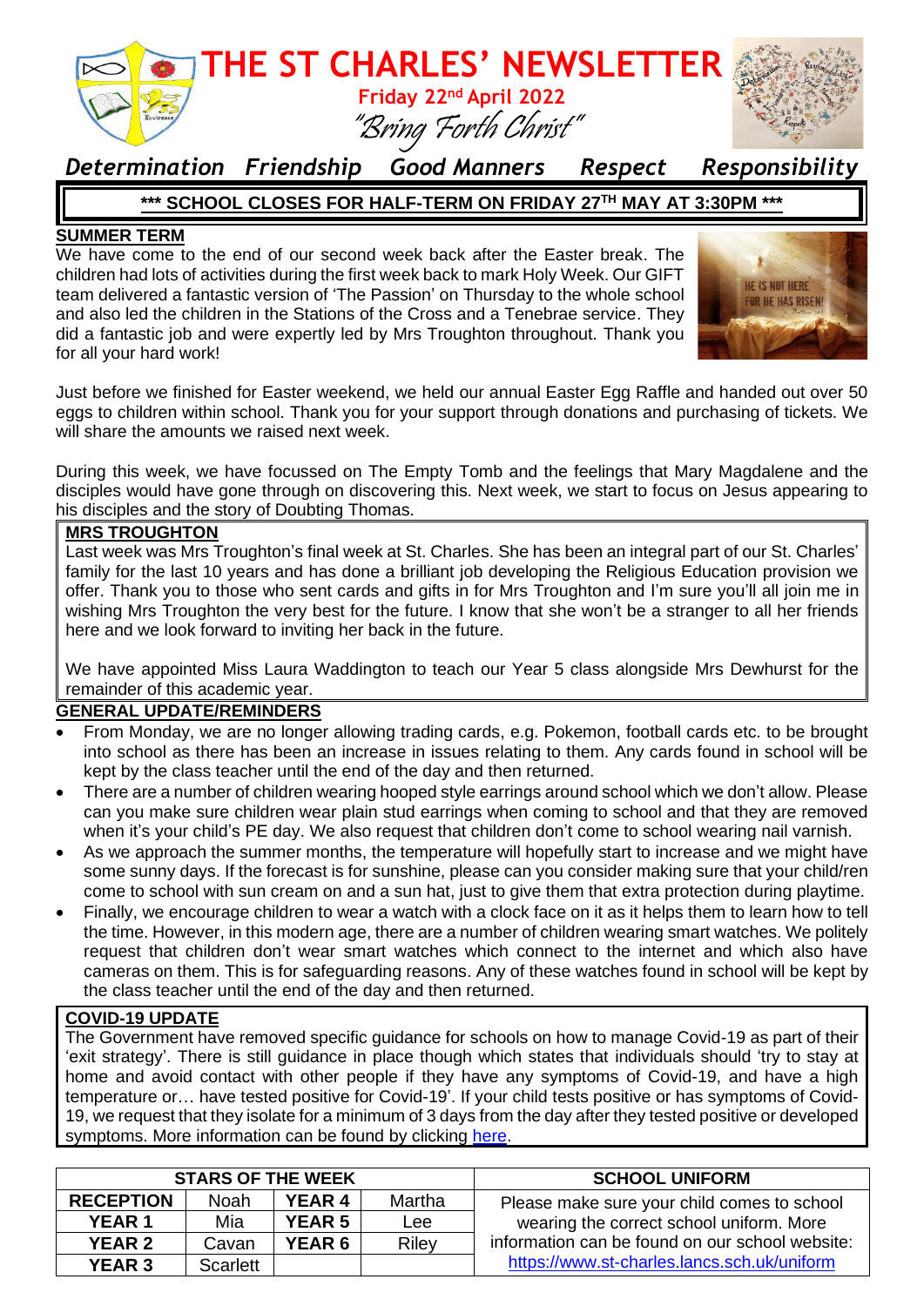# THE ST CHARLES' NEWSLETTER

**Friday 22nd April 2022**

*"Bring Forth Christ"*

*Determination Friendship Good Manners Respect Responsibility*

**\*\*\* SCHOOL CLOSES FOR HALF-TERM ON FRIDAY 27TH MAY AT 3:30PM \*\*\***

## SUMMER TERM

We have come to the end of our second week back after the Easter break. The children had lots of activities during the first week back to mark Holy Week. Our GIFT team delivered a fantastic version of 'The Passion' on Thursday to the whole school and also led the children in the Stations of the Cross and a Tenebrae service. They did a fantastic job and were expertly led by Mrs Troughton throughout. Thank you for all your hard work!

Just before we finished for Easter weekend, we held our annual Easter Egg Raffle and handed out over 50 eggs to children within school. Thank you for your support through donations and purchasing of tickets. We will share the amounts we raised next week.

During this week, we have focussed on The Empty Tomb and the feelings that Mary Magdalene and the disciples would have gone through on discovering this. Next week, we start to focus on Jesus appearing to his disciples and the story of Doubting Thomas.

## MRS TROUGHTON

Last week was Mrs Troughton's final week at St. Charles. She has been an integral part of our St. Charles' family for the last 10 years and has done a brilliant job developing the Religious Education provision we offer. Thank you to those who sent cards and gifts in for Mrs Troughton and I'm sure you'll all join me in wishing Mrs Troughton the very best for the future. I know that she won't be a stranger to all her friends here and we look forward to inviting her back in the future.

We have appointed Miss Laura Waddington to teach our Year 5 class alongside Mrs Dewhurst for the remainder of this academic year.

## GENERAL UPDATE/REMINDERS

- From Monday, we are no longer allowing trading cards, e.g. Pokemon, football cards etc. to be brought into school as there has been an increase in issues relating to them. Any cards found in school will be kept by the class teacher until the end of the day and then returned.
- There are a number of children wearing hooped style earrings around school which we don't allow. Please can you make sure children wear plain stud earrings when coming to school and that they are removed when it's your child's PE day. We also request that children don't come to school wearing nail varnish.
- As we approach the summer months, the temperature will hopefully start to increase and we might have some sunny days. If the forecast is for sunshine, please can you consider making sure that your child/ren come to school with sun cream on and a sun hat, just to give them that extra protection during playtime.
- Finally, we encourage children to wear a watch with a clock face on it as it helps them to learn how to tell the time. However, in this modern age, there are a number of children wearing smart watches. We politely request that children don't wear smart watches which connect to the internet and which also have cameras on them. This is for safeguarding reasons. Any of these watches found in school will be kept by the class teacher until the end of the day and then returned.

## COVID-19 UPDATE

The Government have removed specific guidance for schools on how to manage Covid-19 as part of their 'exit strategy'. There is still guidance in place though which states that individuals should 'try to stay at home and avoid contact with other people if they have any symptoms of Covid-19, and have a high temperature or… have tested positive for Covid-19'. If your child tests positive or has symptoms of Covid-19, we request that they isolate for a minimum of 3 days from the day after they tested positive or developed symptoms. More information can be found by clicking here.

| STARS OF THE WEEK | | | |
|---|---|---|---|
| RECEPTION | Noah | YEAR 4 | Martha |
| YEAR 1 | Mia | YEAR 5 | Lee |
| YEAR 2 | Cavan | YEAR 6 | Riley |
| YEAR 3 | Scarlett | | |

**SCHOOL UNIFORM**

Please make sure your child comes to school wearing the correct school uniform. More information can be found on our school website: https://www.st-charles.lancs.sch.uk/uniform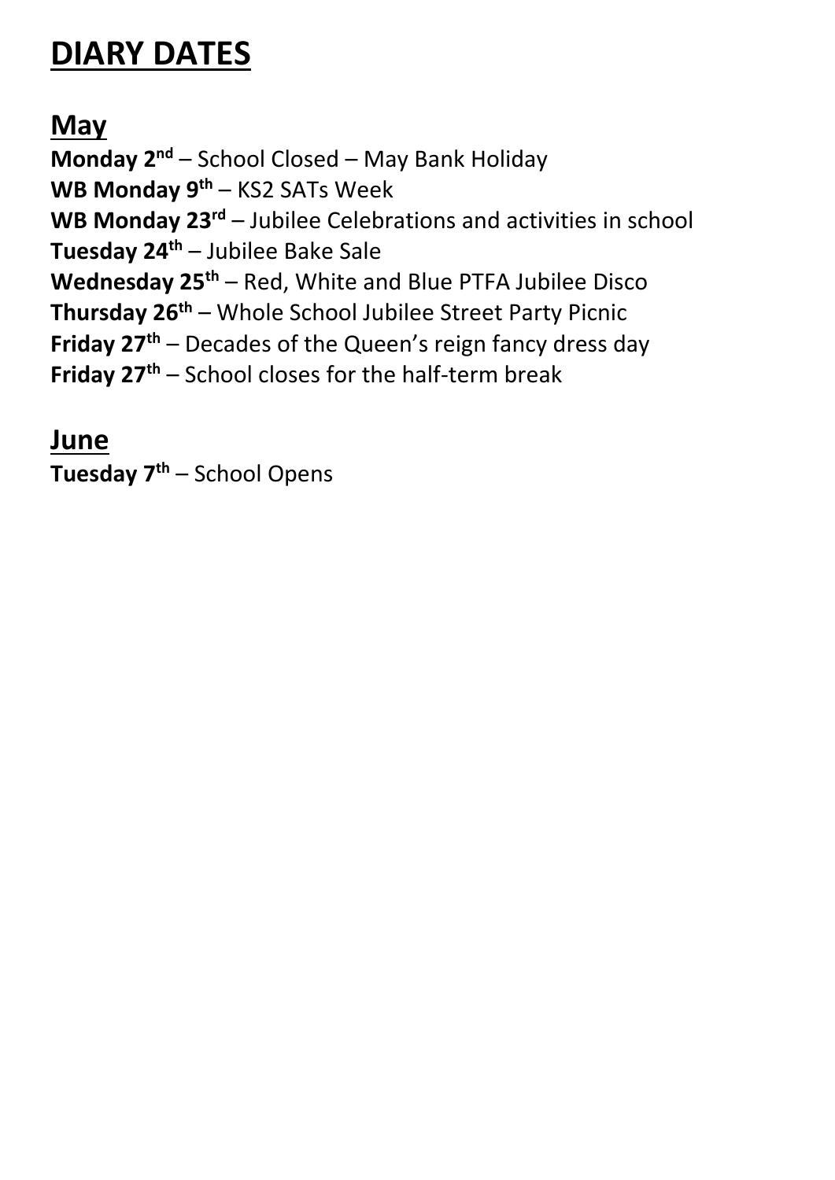# DIARY DATES

## May

**Monday 2nd** – School Closed – May Bank Holiday
**WB Monday 9th** – KS2 SATs Week
**WB Monday 23rd** – Jubilee Celebrations and activities in school
**Tuesday 24th** – Jubilee Bake Sale
**Wednesday 25th** – Red, White and Blue PTFA Jubilee Disco
**Thursday 26th** – Whole School Jubilee Street Party Picnic
**Friday 27th** – Decades of the Queen's reign fancy dress day
**Friday 27th** – School closes for the half-term break

## June

**Tuesday 7th** – School Opens